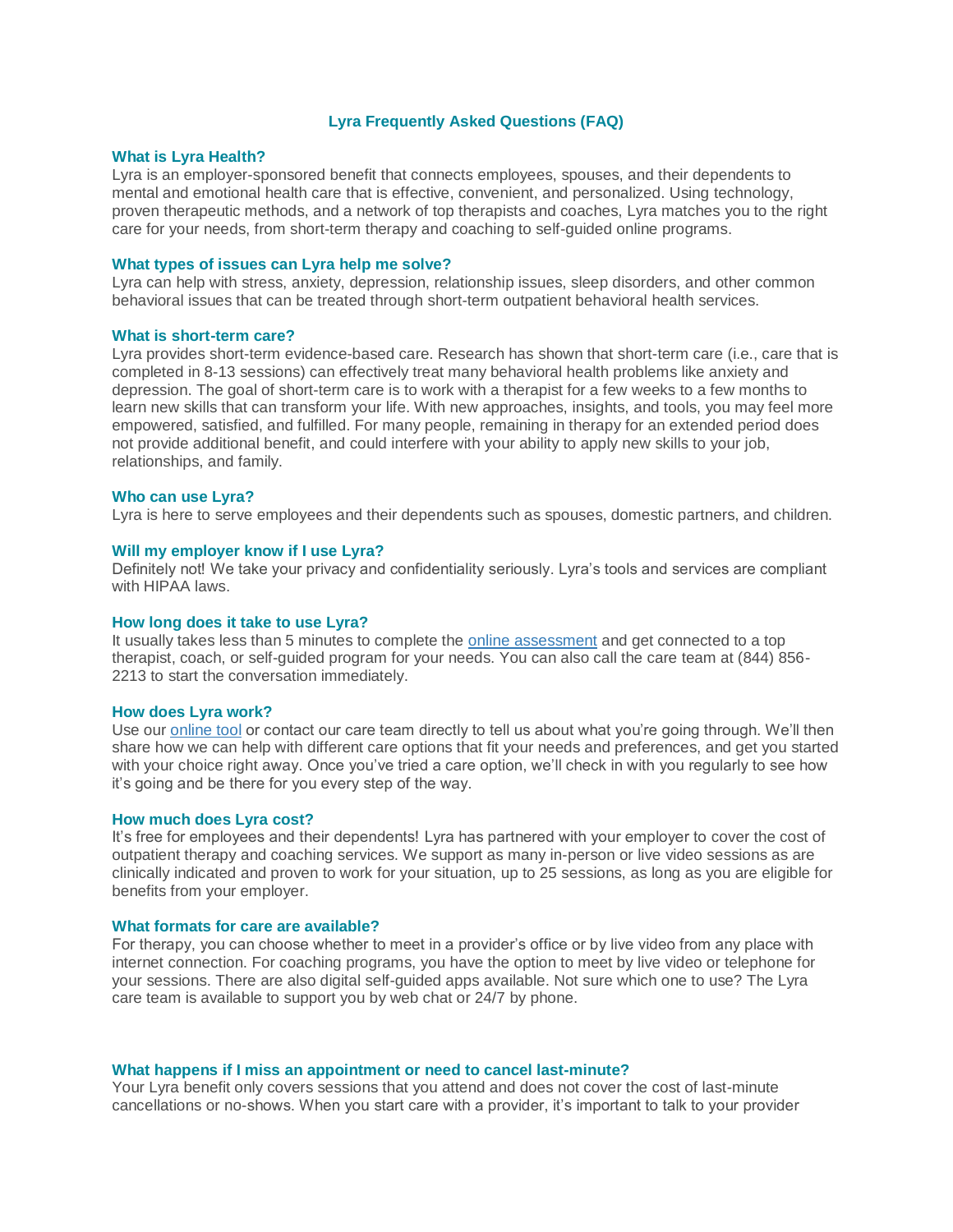# Lyra Frequently Asked Questions (FAQ)

## What is Lyra Health?

Lyra is an employer-sponsored benefit that connects employees, spouses, and their dependents to mental and emotional health care that is effective, convenient, and personalized. Using technology, proven therapeutic methods, and a network of top therapists and coaches, Lyra matches you to the right care for your needs, from short-term therapy and coaching to self-guided online programs.

## What types of issues can Lyra help me solve?

Lyra can help with stress, anxiety, depression, relationship issues, sleep disorders, and other common behavioral issues that can be treated through short-term outpatient behavioral health services.

## What is short-term care?

Lyra provides short-term evidence-based care. Research has shown that short-term care (i.e., care that is completed in 8-13 sessions) can effectively treat many behavioral health problems like anxiety and depression. The goal of short-term care is to work with a therapist for a few weeks to a few months to learn new skills that can transform your life. With new approaches, insights, and tools, you may feel more empowered, satisfied, and fulfilled. For many people, remaining in therapy for an extended period does not provide additional benefit, and could interfere with your ability to apply new skills to your job, relationships, and family.

## Who can use Lyra?

Lyra is here to serve employees and their dependents such as spouses, domestic partners, and children.

## Will my employer know if I use Lyra?

Definitely not! We take your privacy and confidentiality seriously. Lyra's tools and services are compliant with HIPAA laws.

## How long does it take to use Lyra?

It usually takes less than 5 minutes to complete the online assessment and get connected to a top therapist, coach, or self-guided program for your needs. You can also call the care team at (844) 856-2213 to start the conversation immediately.

## How does Lyra work?

Use our online tool or contact our care team directly to tell us about what you're going through. We'll then share how we can help with different care options that fit your needs and preferences, and get you started with your choice right away. Once you've tried a care option, we'll check in with you regularly to see how it's going and be there for you every step of the way.

## How much does Lyra cost?

It's free for employees and their dependents! Lyra has partnered with your employer to cover the cost of outpatient therapy and coaching services. We support as many in-person or live video sessions as are clinically indicated and proven to work for your situation, up to 25 sessions, as long as you are eligible for benefits from your employer.

## What formats for care are available?

For therapy, you can choose whether to meet in a provider's office or by live video from any place with internet connection. For coaching programs, you have the option to meet by live video or telephone for your sessions. There are also digital self-guided apps available. Not sure which one to use? The Lyra care team is available to support you by web chat or 24/7 by phone.

## What happens if I miss an appointment or need to cancel last-minute?

Your Lyra benefit only covers sessions that you attend and does not cover the cost of last-minute cancellations or no-shows. When you start care with a provider, it's important to talk to your provider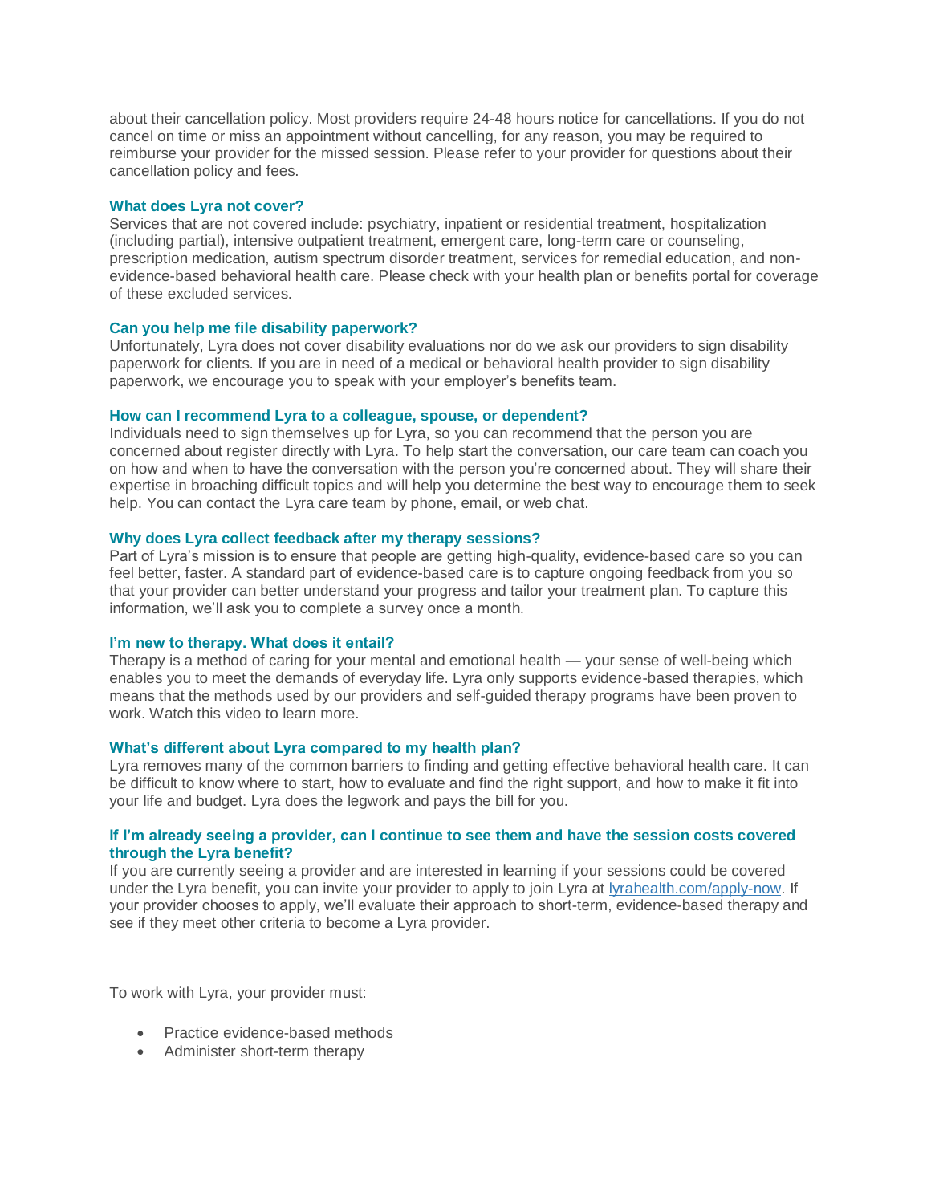about their cancellation policy. Most providers require 24-48 hours notice for cancellations. If you do not cancel on time or miss an appointment without cancelling, for any reason, you may be required to reimburse your provider for the missed session. Please refer to your provider for questions about their cancellation policy and fees.

### What does Lyra not cover?

Services that are not covered include: psychiatry, inpatient or residential treatment, hospitalization (including partial), intensive outpatient treatment, emergent care, long-term care or counseling, prescription medication, autism spectrum disorder treatment, services for remedial education, and non-evidence-based behavioral health care. Please check with your health plan or benefits portal for coverage of these excluded services.

### Can you help me file disability paperwork?

Unfortunately, Lyra does not cover disability evaluations nor do we ask our providers to sign disability paperwork for clients. If you are in need of a medical or behavioral health provider to sign disability paperwork, we encourage you to speak with your employer's benefits team.

### How can I recommend Lyra to a colleague, spouse, or dependent?

Individuals need to sign themselves up for Lyra, so you can recommend that the person you are concerned about register directly with Lyra. To help start the conversation, our care team can coach you on how and when to have the conversation with the person you're concerned about. They will share their expertise in broaching difficult topics and will help you determine the best way to encourage them to seek help. You can contact the Lyra care team by phone, email, or web chat.

### Why does Lyra collect feedback after my therapy sessions?

Part of Lyra's mission is to ensure that people are getting high-quality, evidence-based care so you can feel better, faster. A standard part of evidence-based care is to capture ongoing feedback from you so that your provider can better understand your progress and tailor your treatment plan. To capture this information, we'll ask you to complete a survey once a month.

### I'm new to therapy. What does it entail?

Therapy is a method of caring for your mental and emotional health — your sense of well-being which enables you to meet the demands of everyday life. Lyra only supports evidence-based therapies, which means that the methods used by our providers and self-guided therapy programs have been proven to work. Watch this video to learn more.

### What's different about Lyra compared to my health plan?

Lyra removes many of the common barriers to finding and getting effective behavioral health care. It can be difficult to know where to start, how to evaluate and find the right support, and how to make it fit into your life and budget. Lyra does the legwork and pays the bill for you.

### If I'm already seeing a provider, can I continue to see them and have the session costs covered through the Lyra benefit?

If you are currently seeing a provider and are interested in learning if your sessions could be covered under the Lyra benefit, you can invite your provider to apply to join Lyra at [lyrahealth.com/apply-now](lyrahealth.com/apply-now). If your provider chooses to apply, we'll evaluate their approach to short-term, evidence-based therapy and see if they meet other criteria to become a Lyra provider.

To work with Lyra, your provider must:

- Practice evidence-based methods
- Administer short-term therapy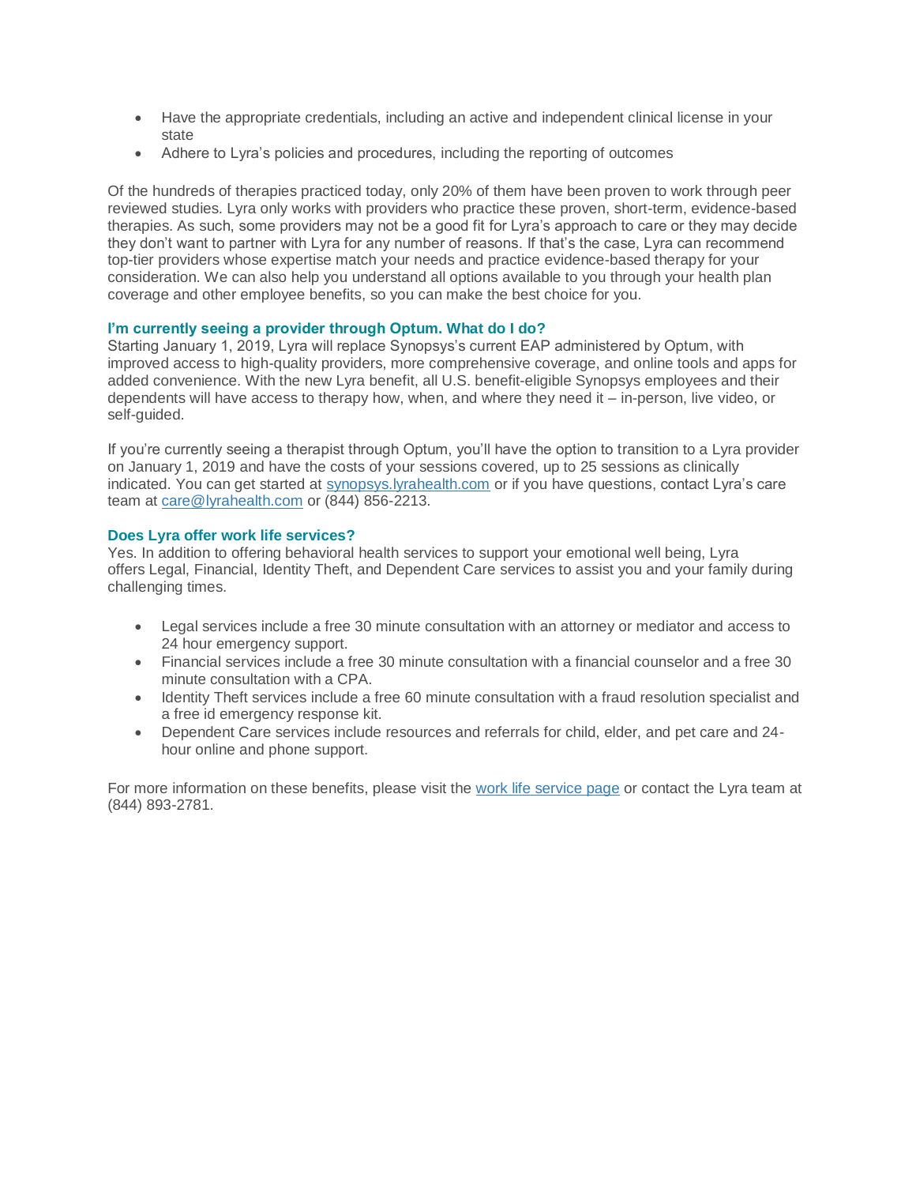- Have the appropriate credentials, including an active and independent clinical license in your state
- Adhere to Lyra's policies and procedures, including the reporting of outcomes

Of the hundreds of therapies practiced today, only 20% of them have been proven to work through peer reviewed studies. Lyra only works with providers who practice these proven, short-term, evidence-based therapies. As such, some providers may not be a good fit for Lyra's approach to care or they may decide they don't want to partner with Lyra for any number of reasons. If that's the case, Lyra can recommend top-tier providers whose expertise match your needs and practice evidence-based therapy for your consideration. We can also help you understand all options available to you through your health plan coverage and other employee benefits, so you can make the best choice for you.

### I'm currently seeing a provider through Optum. What do I do?

Starting January 1, 2019, Lyra will replace Synopsys's current EAP administered by Optum, with improved access to high-quality providers, more comprehensive coverage, and online tools and apps for added convenience. With the new Lyra benefit, all U.S. benefit-eligible Synopsys employees and their dependents will have access to therapy how, when, and where they need it – in-person, live video, or self-guided.

If you're currently seeing a therapist through Optum, you'll have the option to transition to a Lyra provider on January 1, 2019 and have the costs of your sessions covered, up to 25 sessions as clinically indicated. You can get started at [synopsys.lyrahealth.com](synopsys.lyrahealth.com) or if you have questions, contact Lyra's care team at [care@lyrahealth.com](mailto:care@lyrahealth.com) or (844) 856-2213.

### Does Lyra offer work life services?

Yes. In addition to offering behavioral health services to support your emotional well being, Lyra offers Legal, Financial, Identity Theft, and Dependent Care services to assist you and your family during challenging times.

- Legal services include a free 30 minute consultation with an attorney or mediator and access to 24 hour emergency support.
- Financial services include a free 30 minute consultation with a financial counselor and a free 30 minute consultation with a CPA.
- Identity Theft services include a free 60 minute consultation with a fraud resolution specialist and a free id emergency response kit.
- Dependent Care services include resources and referrals for child, elder, and pet care and 24-hour online and phone support.

For more information on these benefits, please visit the work life service page or contact the Lyra team at (844) 893-2781.